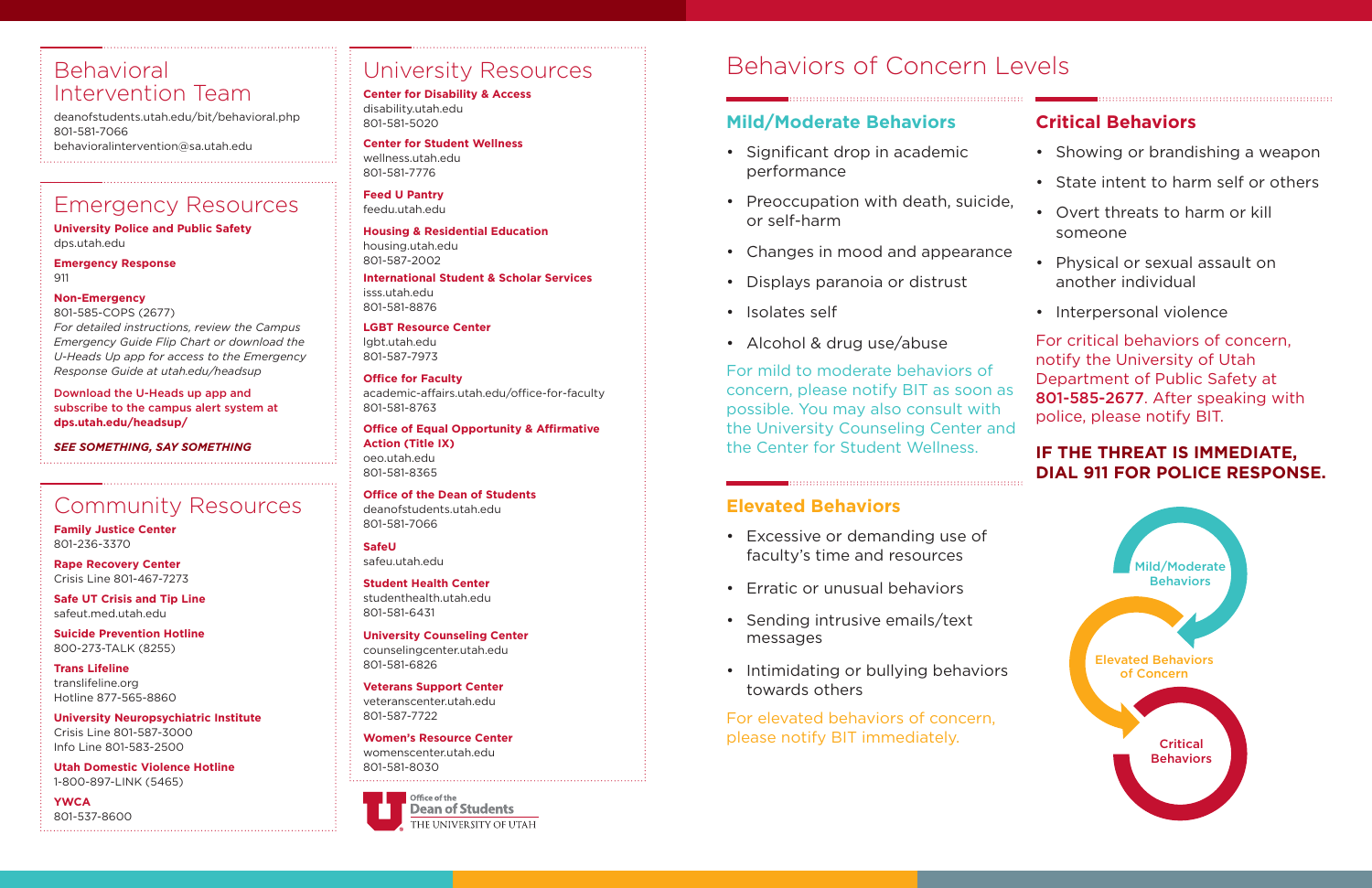## Behavioral Intervention Team

deanofstudents.utah.edu/bit/behavioral.php
801-581-7066
behavioralintervention@sa.utah.edu

## Emergency Resources

**University Police and Public Safety**
dps.utah.edu

**Emergency Response**
911

**Non-Emergency**
801-585-COPS (2677)
*For detailed instructions, review the Campus Emergency Guide Flip Chart or download the U-Heads Up app for access to the Emergency Response Guide at utah.edu/headsup*

**Download the U-Heads up app and subscribe to the campus alert system at dps.utah.edu/headsup/**

***SEE SOMETHING, SAY SOMETHING***

## Community Resources

**Family Justice Center**
801-236-3370

**Rape Recovery Center**
Crisis Line 801-467-7273

**Safe UT Crisis and Tip Line**
safeut.med.utah.edu

**Suicide Prevention Hotline**
800-273-TALK (8255)

**Trans Lifeline**
translifeline.org
Hotline 877-565-8860

**University Neuropsychiatric Institute**
Crisis Line 801-587-3000
Info Line 801-583-2500

**Utah Domestic Violence Hotline**
1-800-897-LINK (5465)

**YWCA**
801-537-8600

## University Resources

**Center for Disability & Access**
disability.utah.edu
801-581-5020

**Center for Student Wellness**
wellness.utah.edu
801-581-7776

**Feed U Pantry**
feedu.utah.edu

**Housing & Residential Education**
housing.utah.edu
801-587-2002

**International Student & Scholar Services**
isss.utah.edu
801-581-8876

**LGBT Resource Center**
lgbt.utah.edu
801-587-7973

**Office for Faculty**
academic-affairs.utah.edu/office-for-faculty
801-581-8763

**Office of Equal Opportunity & Affirmative Action (Title IX)**
oeo.utah.edu
801-581-8365

**Office of the Dean of Students**
deanofstudents.utah.edu
801-581-7066

**SafeU**
safeu.utah.edu

**Student Health Center**
studenthealth.utah.edu
801-581-6431

**University Counseling Center**
counselingcenter.utah.edu
801-581-6826

**Veterans Support Center**
veteranscenter.utah.edu
801-587-7722

**Women's Resource Center**
womenscenter.utah.edu
801-581-8030

Office of the Dean of Students
THE UNIVERSITY OF UTAH

# Behaviors of Concern Levels

## Mild/Moderate Behaviors

- Significant drop in academic performance
- Preoccupation with death, suicide, or self-harm
- Changes in mood and appearance
- Displays paranoia or distrust
- Isolates self
- Alcohol & drug use/abuse

For mild to moderate behaviors of concern, please notify BIT as soon as possible. You may also consult with the University Counseling Center and the Center for Student Wellness.

## Elevated Behaviors

- Excessive or demanding use of faculty's time and resources
- Erratic or unusual behaviors
- Sending intrusive emails/text messages
- Intimidating or bullying behaviors towards others

For elevated behaviors of concern, please notify BIT immediately.

## Critical Behaviors

- Showing or brandishing a weapon
- State intent to harm self or others
- Overt threats to harm or kill someone
- Physical or sexual assault on another individual
- Interpersonal violence

For critical behaviors of concern, notify the University of Utah Department of Public Safety at **801-585-2677**. After speaking with police, please notify BIT.

**IF THE THREAT IS IMMEDIATE, DIAL 911 FOR POLICE RESPONSE.**

Mild/Moderate Behaviors → Elevated Behaviors of Concern → Critical Behaviors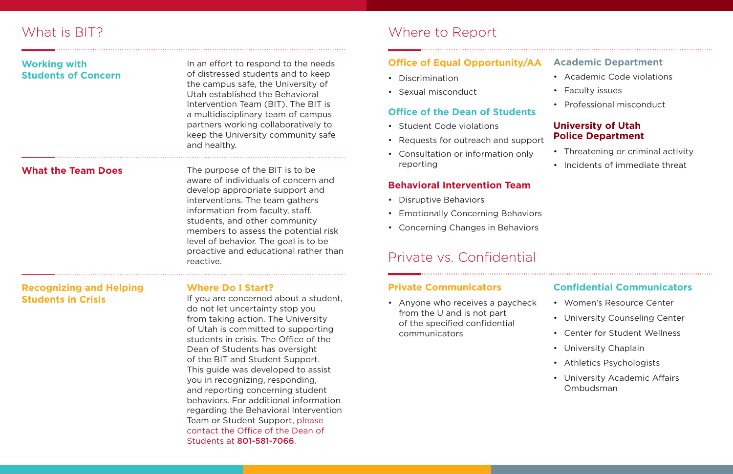# What is BIT?

## Working with Students of Concern

In an effort to respond to the needs of distressed students and to keep the campus safe, the University of Utah established the Behavioral Intervention Team (BIT). The BIT is a multidisciplinary team of campus partners working collaboratively to keep the University community safe and healthy.

## What the Team Does

The purpose of the BIT is to be aware of individuals of concern and develop appropriate support and interventions. The team gathers information from faculty, staff, students, and other community members to assess the potential risk level of behavior. The goal is to be proactive and educational rather than reactive.

## Recognizing and Helping Students in Crisis

### Where Do I Start?

If you are concerned about a student, do not let uncertainty stop you from taking action. The University of Utah is committed to supporting students in crisis. The Office of the Dean of Students has oversight of the BIT and Student Support. This guide was developed to assist you in recognizing, responding, and reporting concerning student behaviors. For additional information regarding the Behavioral Intervention Team or Student Support, please contact the Office of the Dean of Students at **801-581-7066**.

# Where to Report

### Office of Equal Opportunity/AA

- Discrimination
- Sexual misconduct

### Office of the Dean of Students

- Student Code violations
- Requests for outreach and support
- Consultation or information only reporting

### Behavioral Intervention Team

- Disruptive Behaviors
- Emotionally Concerning Behaviors
- Concerning Changes in Behaviors

### Academic Department

- Academic Code violations
- Faculty issues
- Professional misconduct

### University of Utah Police Department

- Threatening or criminal activity
- Incidents of immediate threat

# Private vs. Confidential

### Private Communicators

- Anyone who receives a paycheck from the U and is not part of the specified confidential communicators

### Confidential Communicators

- Women's Resource Center
- University Counseling Center
- Center for Student Wellness
- University Chaplain
- Athletics Psychologists
- University Academic Affairs Ombudsman